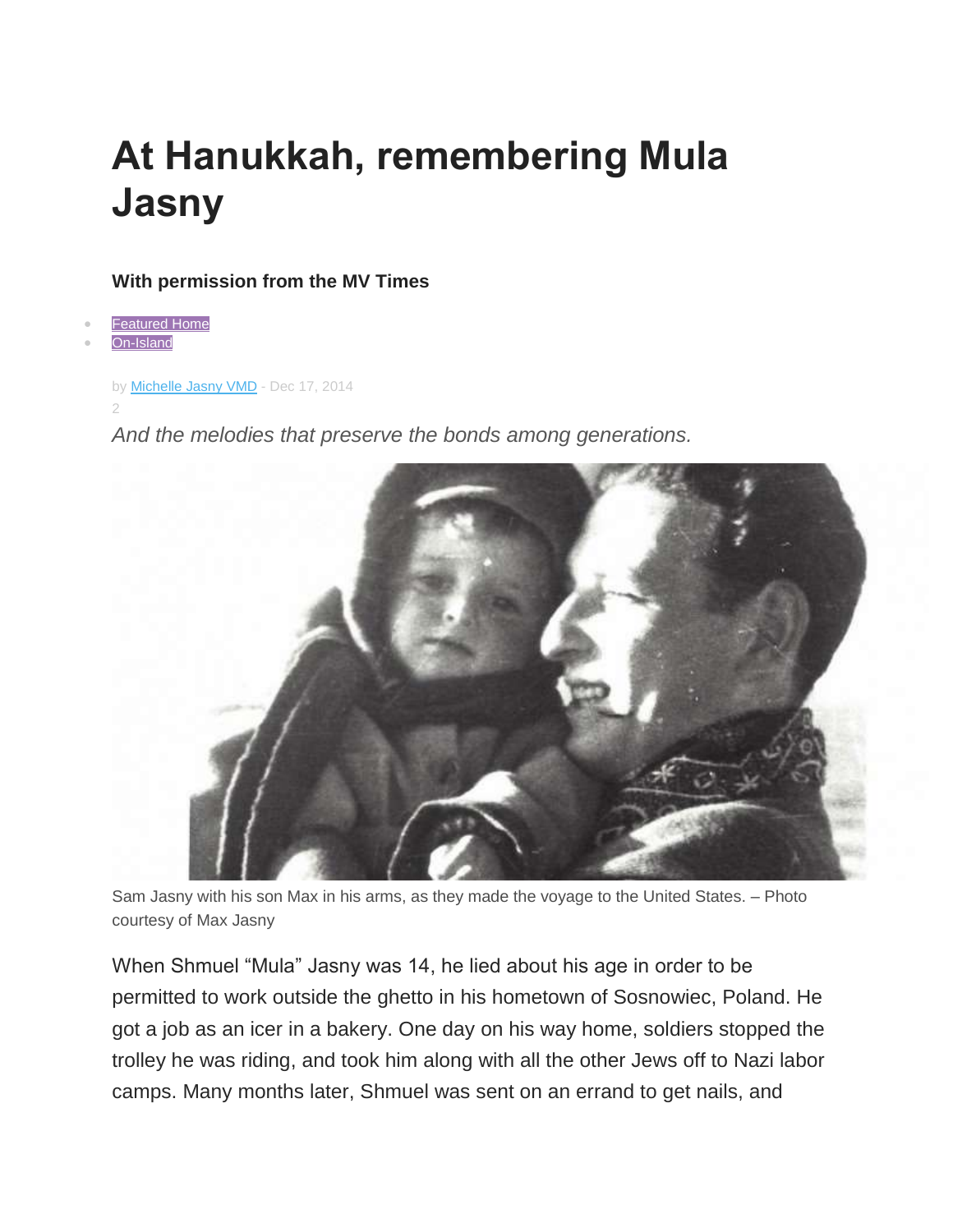# At Hanukkah, remembering Mula Jasny

**With permission from the MV Times**

- Featured Home
- On-Island

by Michelle Jasny VMD - Dec 17, 2014

2

*And the melodies that preserve the bonds among generations.*

Sam Jasny with his son Max in his arms, as they made the voyage to the United States. – Photo courtesy of Max Jasny

When Shmuel "Mula" Jasny was 14, he lied about his age in order to be permitted to work outside the ghetto in his hometown of Sosnowiec, Poland. He got a job as an icer in a bakery. One day on his way home, soldiers stopped the trolley he was riding, and took him along with all the other Jews off to Nazi labor camps. Many months later, Shmuel was sent on an errand to get nails, and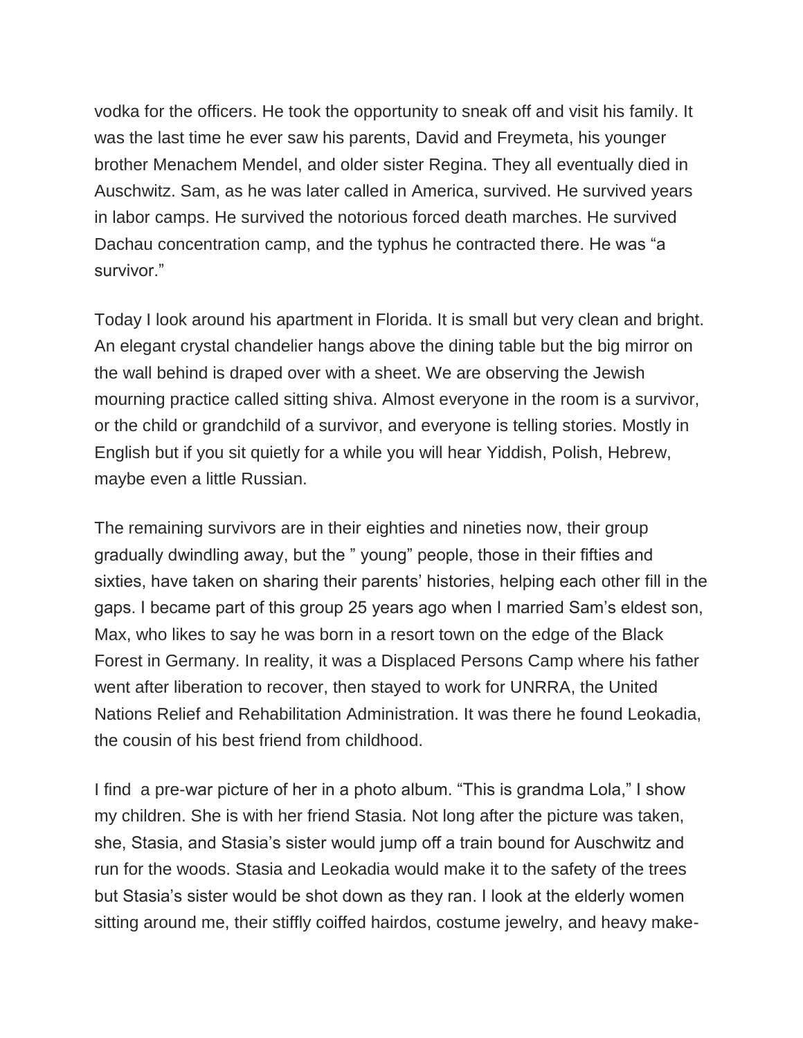vodka for the officers. He took the opportunity to sneak off and visit his family. It was the last time he ever saw his parents, David and Freymeta, his younger brother Menachem Mendel, and older sister Regina. They all eventually died in Auschwitz. Sam, as he was later called in America, survived. He survived years in labor camps. He survived the notorious forced death marches. He survived Dachau concentration camp, and the typhus he contracted there. He was "a survivor."

Today I look around his apartment in Florida. It is small but very clean and bright. An elegant crystal chandelier hangs above the dining table but the big mirror on the wall behind is draped over with a sheet. We are observing the Jewish mourning practice called sitting shiva. Almost everyone in the room is a survivor, or the child or grandchild of a survivor, and everyone is telling stories. Mostly in English but if you sit quietly for a while you will hear Yiddish, Polish, Hebrew, maybe even a little Russian.

The remaining survivors are in their eighties and nineties now, their group gradually dwindling away, but the " young" people, those in their fifties and sixties, have taken on sharing their parents' histories, helping each other fill in the gaps. I became part of this group 25 years ago when I married Sam's eldest son, Max, who likes to say he was born in a resort town on the edge of the Black Forest in Germany. In reality, it was a Displaced Persons Camp where his father went after liberation to recover, then stayed to work for UNRRA, the United Nations Relief and Rehabilitation Administration. It was there he found Leokadia, the cousin of his best friend from childhood.

I find a pre-war picture of her in a photo album. "This is grandma Lola," I show my children. She is with her friend Stasia. Not long after the picture was taken, she, Stasia, and Stasia's sister would jump off a train bound for Auschwitz and run for the woods. Stasia and Leokadia would make it to the safety of the trees but Stasia's sister would be shot down as they ran. I look at the elderly women sitting around me, their stiffly coiffed hairdos, costume jewelry, and heavy make-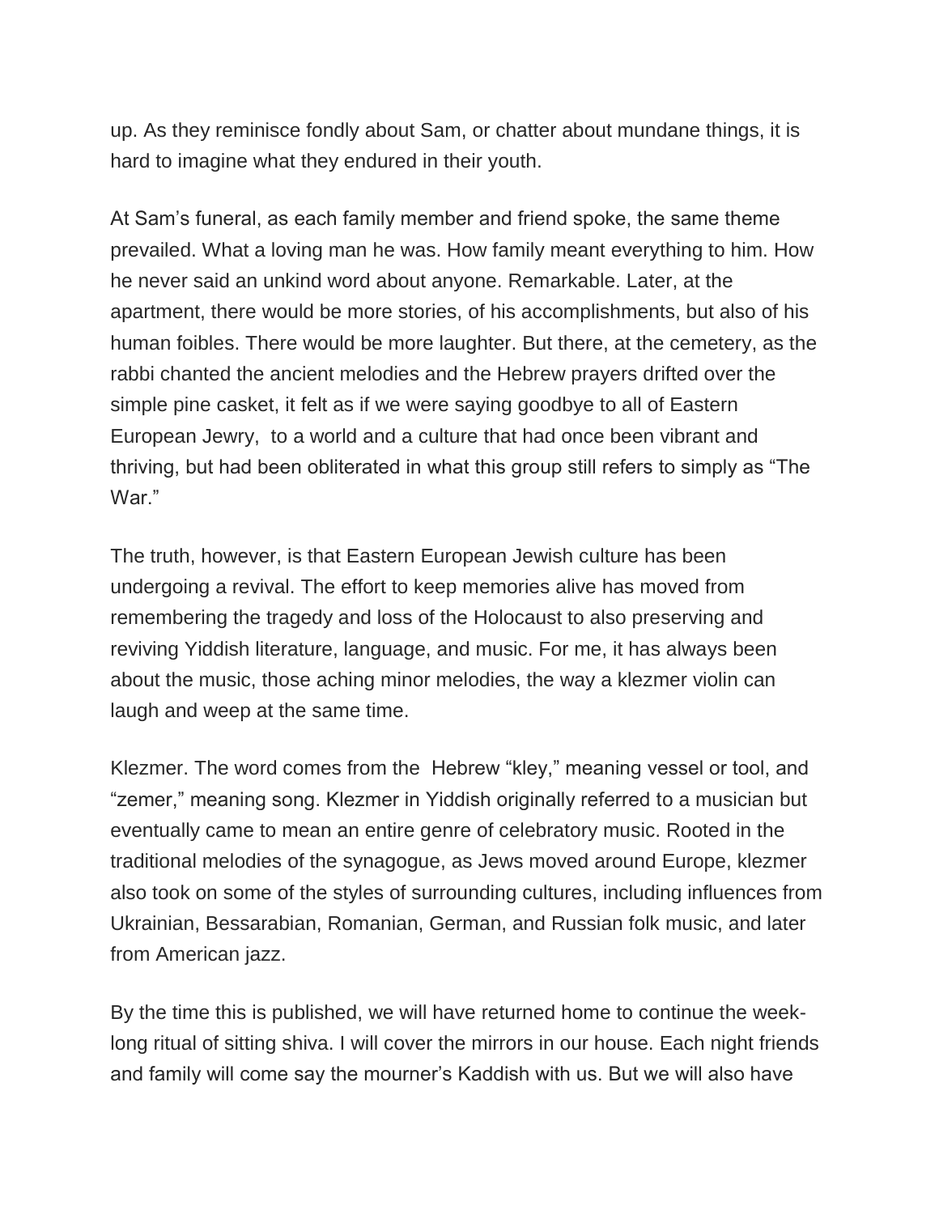up. As they reminisce fondly about Sam, or chatter about mundane things, it is hard to imagine what they endured in their youth.

At Sam's funeral, as each family member and friend spoke, the same theme prevailed. What a loving man he was. How family meant everything to him. How he never said an unkind word about anyone. Remarkable. Later, at the apartment, there would be more stories, of his accomplishments, but also of his human foibles. There would be more laughter. But there, at the cemetery, as the rabbi chanted the ancient melodies and the Hebrew prayers drifted over the simple pine casket, it felt as if we were saying goodbye to all of Eastern European Jewry, to a world and a culture that had once been vibrant and thriving, but had been obliterated in what this group still refers to simply as "The War."

The truth, however, is that Eastern European Jewish culture has been undergoing a revival. The effort to keep memories alive has moved from remembering the tragedy and loss of the Holocaust to also preserving and reviving Yiddish literature, language, and music. For me, it has always been about the music, those aching minor melodies, the way a klezmer violin can laugh and weep at the same time.

Klezmer. The word comes from the Hebrew "kley," meaning vessel or tool, and "zemer," meaning song. Klezmer in Yiddish originally referred to a musician but eventually came to mean an entire genre of celebratory music. Rooted in the traditional melodies of the synagogue, as Jews moved around Europe, klezmer also took on some of the styles of surrounding cultures, including influences from Ukrainian, Bessarabian, Romanian, German, and Russian folk music, and later from American jazz.

By the time this is published, we will have returned home to continue the week-long ritual of sitting shiva. I will cover the mirrors in our house. Each night friends and family will come say the mourner's Kaddish with us. But we will also have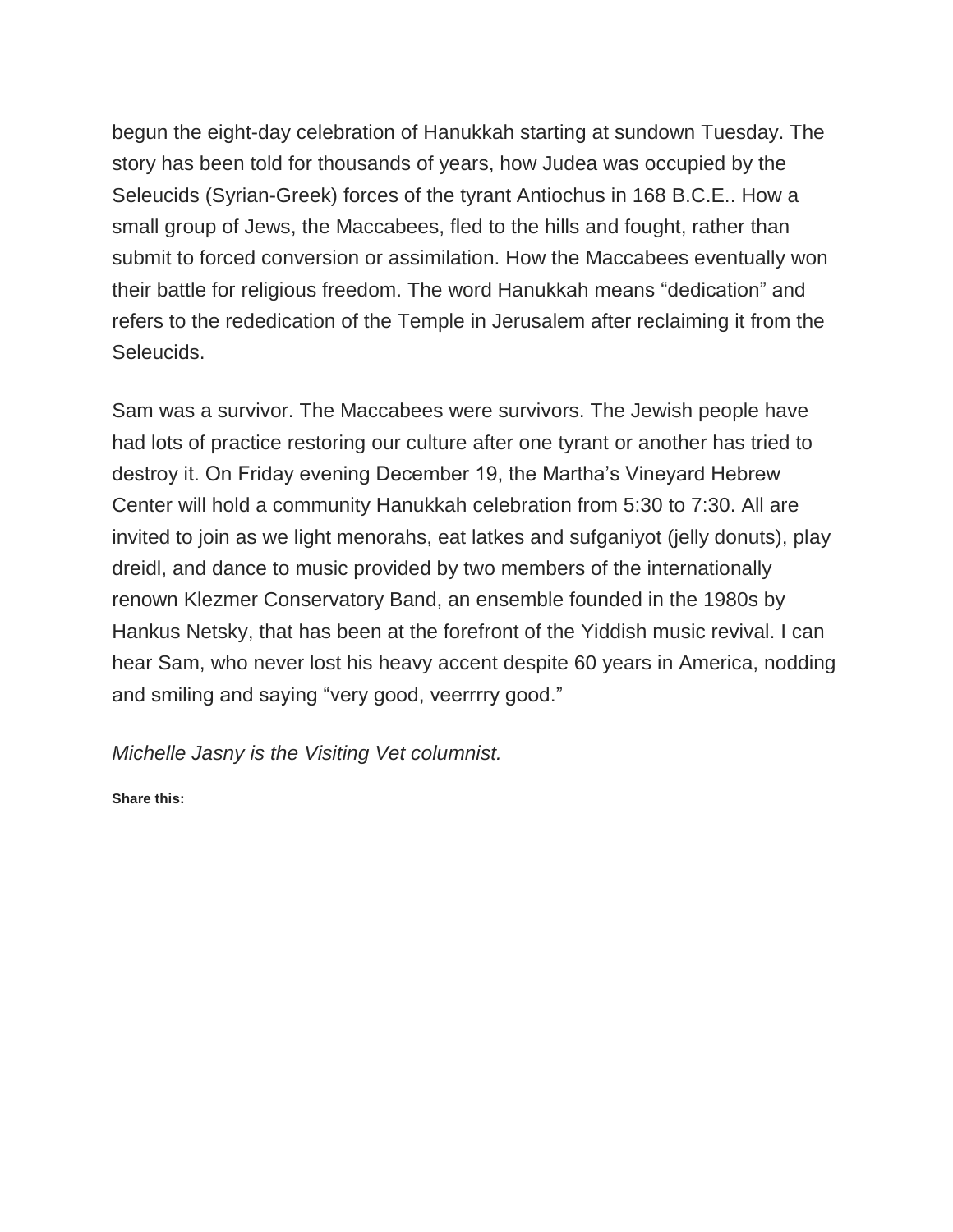begun the eight-day celebration of Hanukkah starting at sundown Tuesday. The story has been told for thousands of years, how Judea was occupied by the Seleucids (Syrian-Greek) forces of the tyrant Antiochus in 168 B.C.E.. How a small group of Jews, the Maccabees, fled to the hills and fought, rather than submit to forced conversion or assimilation. How the Maccabees eventually won their battle for religious freedom. The word Hanukkah means "dedication" and refers to the rededication of the Temple in Jerusalem after reclaiming it from the Seleucids.

Sam was a survivor. The Maccabees were survivors. The Jewish people have had lots of practice restoring our culture after one tyrant or another has tried to destroy it. On Friday evening December 19, the Martha's Vineyard Hebrew Center will hold a community Hanukkah celebration from 5:30 to 7:30. All are invited to join as we light menorahs, eat latkes and sufganiyot (jelly donuts), play dreidl, and dance to music provided by two members of the internationally renown Klezmer Conservatory Band, an ensemble founded in the 1980s by Hankus Netsky, that has been at the forefront of the Yiddish music revival. I can hear Sam, who never lost his heavy accent despite 60 years in America, nodding and smiling and saying "very good, veerrrry good."

*Michelle Jasny is the Visiting Vet columnist.*

**Share this:**